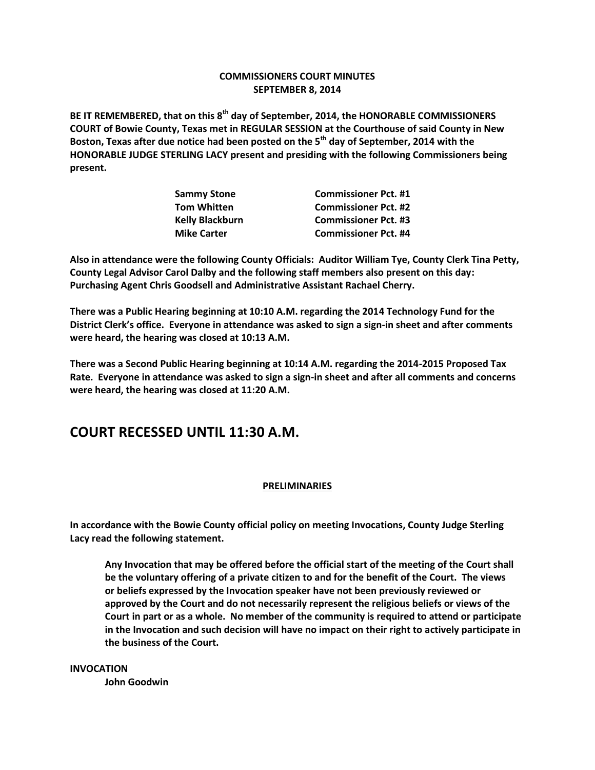**COMMISSIONERS COURT MINUTES**
**SEPTEMBER 8, 2014**

**BE IT REMEMBERED, that on this 8th day of September, 2014, the HONORABLE COMMISSIONERS COURT of Bowie County, Texas met in REGULAR SESSION at the Courthouse of said County in New Boston, Texas after due notice had been posted on the 5th day of September, 2014 with the HONORABLE JUDGE STERLING LACY present and presiding with the following Commissioners being present.**

| | |
|---|---|
| **Sammy Stone** | **Commissioner Pct. #1** |
| **Tom Whitten** | **Commissioner Pct. #2** |
| **Kelly Blackburn** | **Commissioner Pct. #3** |
| **Mike Carter** | **Commissioner Pct. #4** |

**Also in attendance were the following County Officials: Auditor William Tye, County Clerk Tina Petty, County Legal Advisor Carol Dalby and the following staff members also present on this day: Purchasing Agent Chris Goodsell and Administrative Assistant Rachael Cherry.**

**There was a Public Hearing beginning at 10:10 A.M. regarding the 2014 Technology Fund for the District Clerk's office. Everyone in attendance was asked to sign a sign-in sheet and after comments were heard, the hearing was closed at 10:13 A.M.**

**There was a Second Public Hearing beginning at 10:14 A.M. regarding the 2014-2015 Proposed Tax Rate. Everyone in attendance was asked to sign a sign-in sheet and after all comments and concerns were heard, the hearing was closed at 11:20 A.M.**

# COURT RECESSED UNTIL 11:30 A.M.

**PRELIMINARIES**

**In accordance with the Bowie County official policy on meeting Invocations, County Judge Sterling Lacy read the following statement.**

> **Any Invocation that may be offered before the official start of the meeting of the Court shall be the voluntary offering of a private citizen to and for the benefit of the Court. The views or beliefs expressed by the Invocation speaker have not been previously reviewed or approved by the Court and do not necessarily represent the religious beliefs or views of the Court in part or as a whole. No member of the community is required to attend or participate in the Invocation and such decision will have no impact on their right to actively participate in the business of the Court.**

**INVOCATION**
**John Goodwin**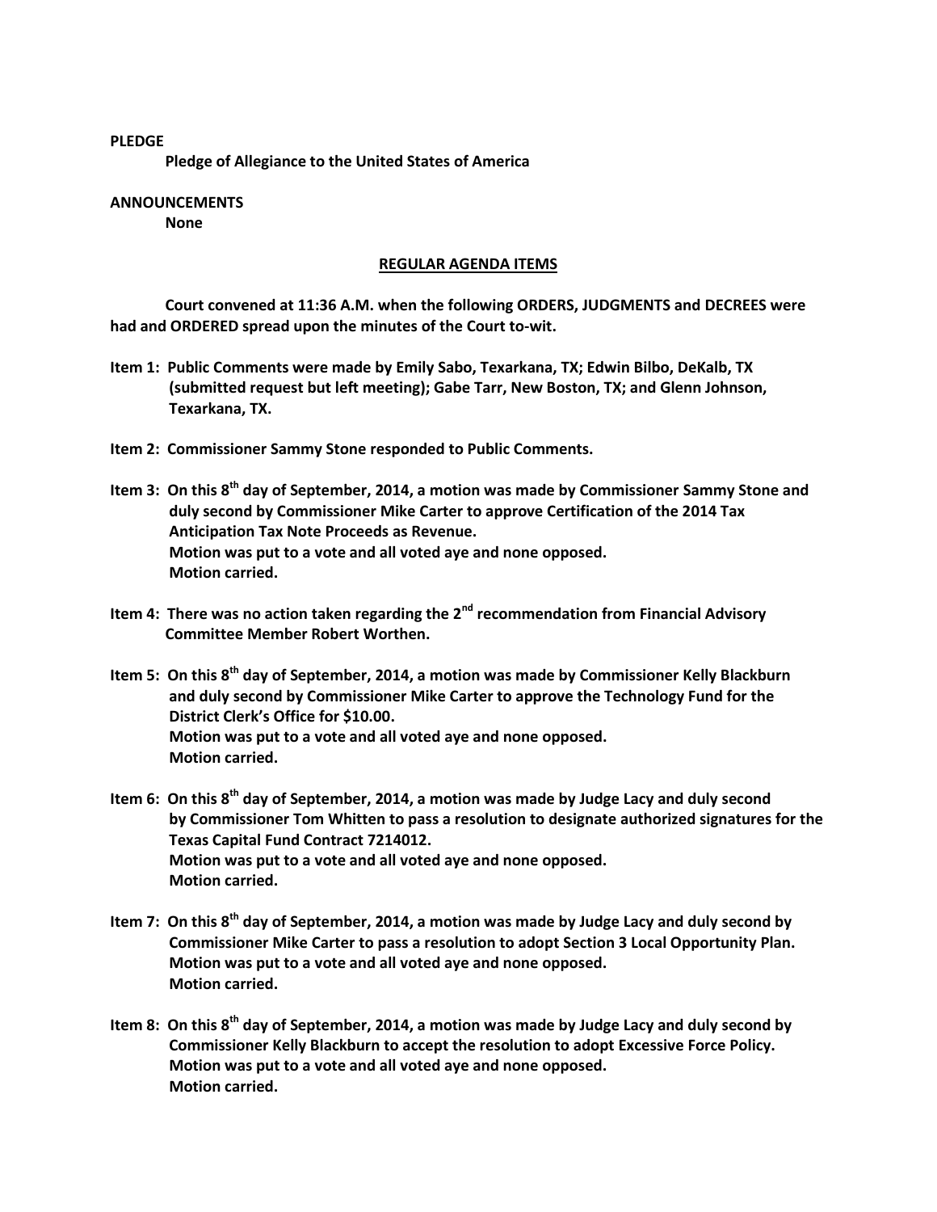**PLEDGE**

**Pledge of Allegiance to the United States of America**

**ANNOUNCEMENTS**

**None**

**REGULAR AGENDA ITEMS**

**Court convened at 11:36 A.M. when the following ORDERS, JUDGMENTS and DECREES were had and ORDERED spread upon the minutes of the Court to-wit.**

**Item 1: Public Comments were made by Emily Sabo, Texarkana, TX; Edwin Bilbo, DeKalb, TX (submitted request but left meeting); Gabe Tarr, New Boston, TX; and Glenn Johnson, Texarkana, TX.**

**Item 2: Commissioner Sammy Stone responded to Public Comments.**

**Item 3: On this 8th day of September, 2014, a motion was made by Commissioner Sammy Stone and duly second by Commissioner Mike Carter to approve Certification of the 2014 Tax Anticipation Tax Note Proceeds as Revenue.**
**Motion was put to a vote and all voted aye and none opposed.**
**Motion carried.**

**Item 4: There was no action taken regarding the 2nd recommendation from Financial Advisory Committee Member Robert Worthen.**

**Item 5: On this 8th day of September, 2014, a motion was made by Commissioner Kelly Blackburn and duly second by Commissioner Mike Carter to approve the Technology Fund for the District Clerk's Office for $10.00.**
**Motion was put to a vote and all voted aye and none opposed.**
**Motion carried.**

**Item 6: On this 8th day of September, 2014, a motion was made by Judge Lacy and duly second by Commissioner Tom Whitten to pass a resolution to designate authorized signatures for the Texas Capital Fund Contract 7214012.**
**Motion was put to a vote and all voted aye and none opposed.**
**Motion carried.**

**Item 7: On this 8th day of September, 2014, a motion was made by Judge Lacy and duly second by Commissioner Mike Carter to pass a resolution to adopt Section 3 Local Opportunity Plan.**
**Motion was put to a vote and all voted aye and none opposed.**
**Motion carried.**

**Item 8: On this 8th day of September, 2014, a motion was made by Judge Lacy and duly second by Commissioner Kelly Blackburn to accept the resolution to adopt Excessive Force Policy.**
**Motion was put to a vote and all voted aye and none opposed.**
**Motion carried.**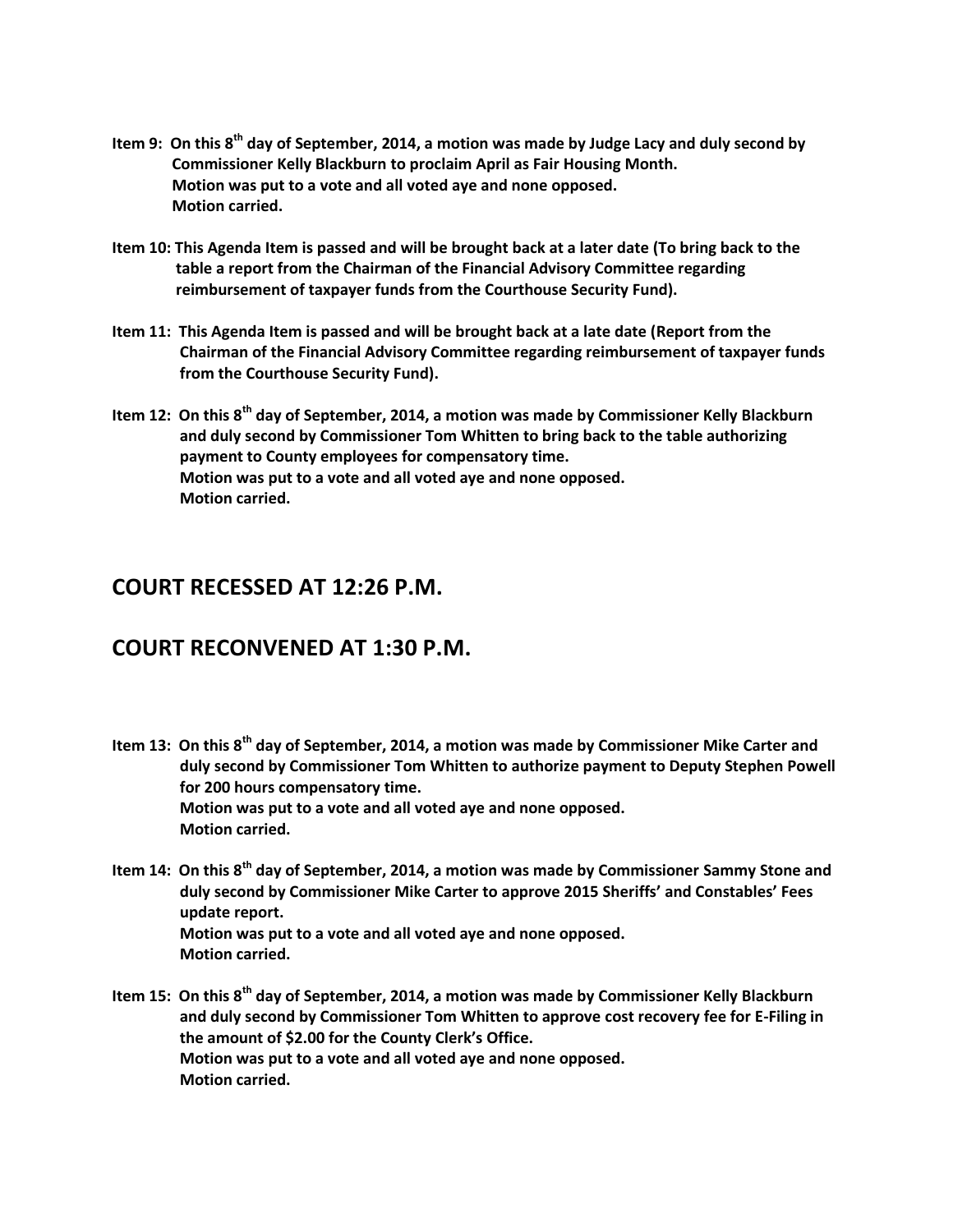**Item 9: On this 8th day of September, 2014, a motion was made by Judge Lacy and duly second by Commissioner Kelly Blackburn to proclaim April as Fair Housing Month.**
**Motion was put to a vote and all voted aye and none opposed.**
**Motion carried.**

**Item 10: This Agenda Item is passed and will be brought back at a later date (To bring back to the table a report from the Chairman of the Financial Advisory Committee regarding reimbursement of taxpayer funds from the Courthouse Security Fund).**

**Item 11: This Agenda Item is passed and will be brought back at a late date (Report from the Chairman of the Financial Advisory Committee regarding reimbursement of taxpayer funds from the Courthouse Security Fund).**

**Item 12: On this 8th day of September, 2014, a motion was made by Commissioner Kelly Blackburn and duly second by Commissioner Tom Whitten to bring back to the table authorizing payment to County employees for compensatory time.**
**Motion was put to a vote and all voted aye and none opposed.**
**Motion carried.**

## COURT RECESSED AT 12:26 P.M.

## COURT RECONVENED AT 1:30 P.M.

**Item 13: On this 8th day of September, 2014, a motion was made by Commissioner Mike Carter and duly second by Commissioner Tom Whitten to authorize payment to Deputy Stephen Powell for 200 hours compensatory time.**
**Motion was put to a vote and all voted aye and none opposed.**
**Motion carried.**

**Item 14: On this 8th day of September, 2014, a motion was made by Commissioner Sammy Stone and duly second by Commissioner Mike Carter to approve 2015 Sheriffs' and Constables' Fees update report.**
**Motion was put to a vote and all voted aye and none opposed.**
**Motion carried.**

**Item 15: On this 8th day of September, 2014, a motion was made by Commissioner Kelly Blackburn and duly second by Commissioner Tom Whitten to approve cost recovery fee for E-Filing in the amount of $2.00 for the County Clerk's Office.**
**Motion was put to a vote and all voted aye and none opposed.**
**Motion carried.**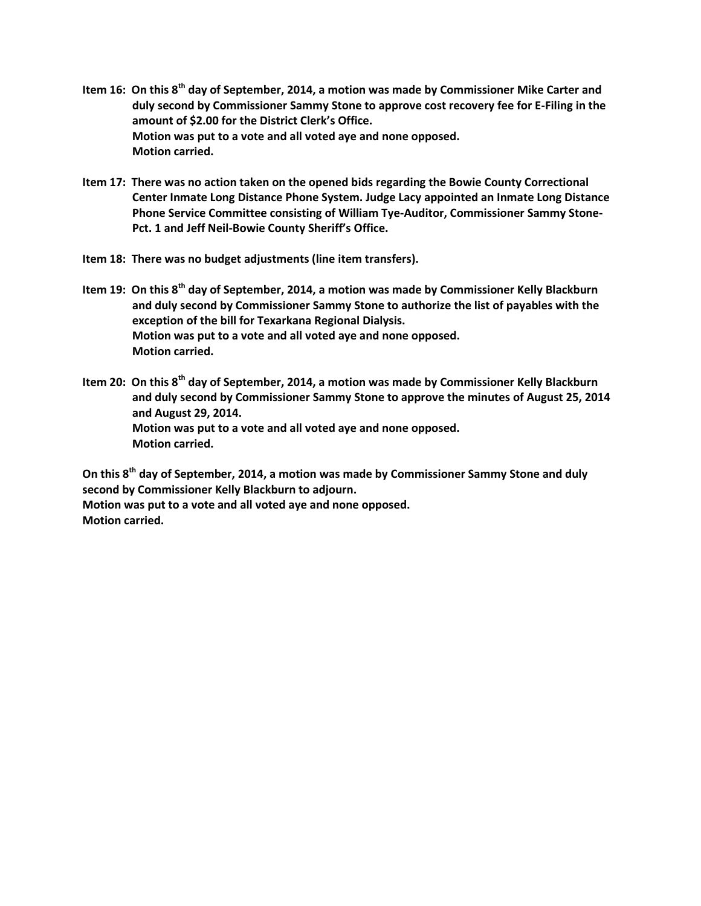**Item 16: On this 8th day of September, 2014, a motion was made by Commissioner Mike Carter and duly second by Commissioner Sammy Stone to approve cost recovery fee for E-Filing in the amount of $2.00 for the District Clerk's Office.**
**Motion was put to a vote and all voted aye and none opposed.**
**Motion carried.**

**Item 17: There was no action taken on the opened bids regarding the Bowie County Correctional Center Inmate Long Distance Phone System. Judge Lacy appointed an Inmate Long Distance Phone Service Committee consisting of William Tye-Auditor, Commissioner Sammy Stone-Pct. 1 and Jeff Neil-Bowie County Sheriff's Office.**

**Item 18: There was no budget adjustments (line item transfers).**

**Item 19: On this 8th day of September, 2014, a motion was made by Commissioner Kelly Blackburn and duly second by Commissioner Sammy Stone to authorize the list of payables with the exception of the bill for Texarkana Regional Dialysis.**
**Motion was put to a vote and all voted aye and none opposed.**
**Motion carried.**

**Item 20: On this 8th day of September, 2014, a motion was made by Commissioner Kelly Blackburn and duly second by Commissioner Sammy Stone to approve the minutes of August 25, 2014 and August 29, 2014.**
**Motion was put to a vote and all voted aye and none opposed.**
**Motion carried.**

**On this 8th day of September, 2014, a motion was made by Commissioner Sammy Stone and duly second by Commissioner Kelly Blackburn to adjourn.**
**Motion was put to a vote and all voted aye and none opposed.**
**Motion carried.**